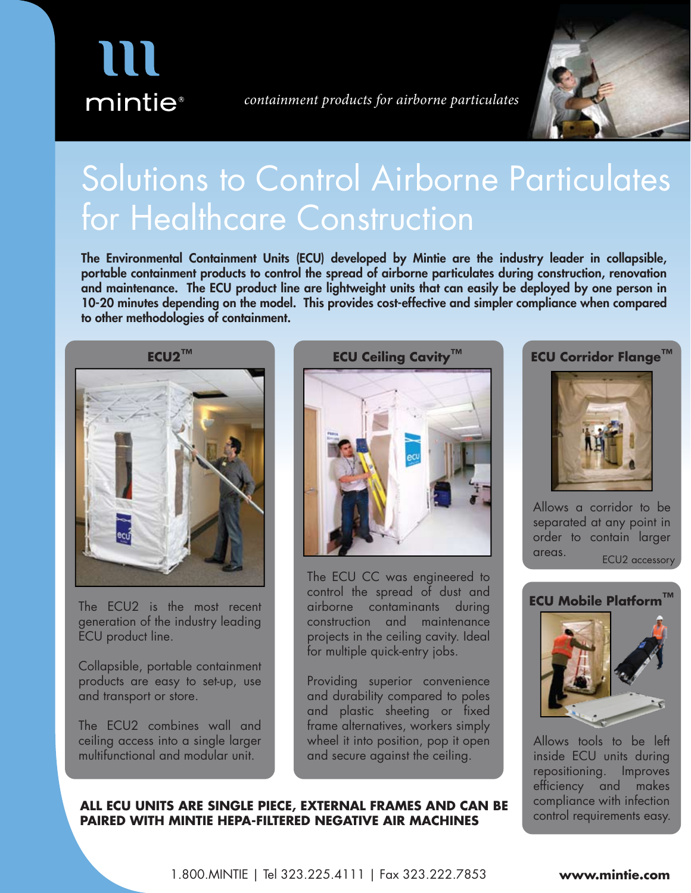mintie®

*containment products for airborne particulates*

# Solutions to Control Airborne Particulates for Healthcare Construction

**The Environmental Containment Units (ECU) developed by Mintie are the industry leader in collapsible, portable containment products to control the spread of airborne particulates during construction, renovation and maintenance. The ECU product line are lightweight units that can easily be deployed by one person in 10-20 minutes depending on the model. This provides cost-effective and simpler compliance when compared to other methodologies of containment.**

## ECU2™

The ECU2 is the most recent generation of the industry leading ECU product line.

Collapsible, portable containment products are easy to set-up, use and transport or store.

The ECU2 combines wall and ceiling access into a single larger multifunctional and modular unit.

## ECU Ceiling Cavity™

The ECU CC was engineered to control the spread of dust and airborne contaminants during construction and maintenance projects in the ceiling cavity. Ideal for multiple quick-entry jobs.

Providing superior convenience and durability compared to poles and plastic sheeting or fixed frame alternatives, workers simply wheel it into position, pop it open and secure against the ceiling.

## ECU Corridor Flange™

Allows a corridor to be separated at any point in order to contain larger areas.

ECU2 accessory

## ECU Mobile Platform™

Allows tools to be left inside ECU units during repositioning. Improves efficiency and makes compliance with infection control requirements easy.

**ALL ECU UNITS ARE SINGLE PIECE, EXTERNAL FRAMES AND CAN BE PAIRED WITH MINTIE HEPA-FILTERED NEGATIVE AIR MACHINES**

1.800.MINTIE | Tel 323.225.4111 | Fax 323.222.7853 **www.mintie.com**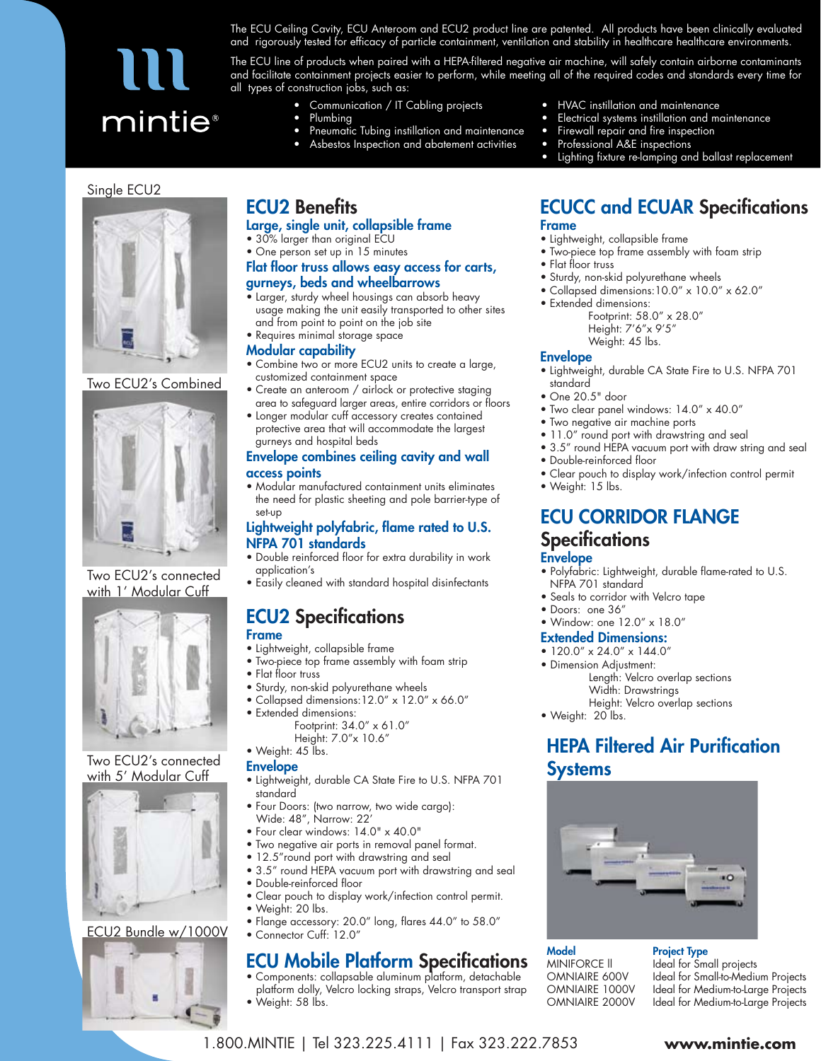mintie®

The ECU Ceiling Cavity, ECU Anteroom and ECU2 product line are patented. All products have been clinically evaluated and rigorously tested for efficacy of particle containment, ventilation and stability in healthcare healthcare environments.

The ECU line of products when paired with a HEPA-filtered negative air machine, will safely contain airborne contaminants and facilitate containment projects easier to perform, while meeting all of the required codes and standards every time for all types of construction jobs, such as:

- Communication / IT Cabling projects
- Plumbing
- Pneumatic Tubing instillation and maintenance
- Asbestos Inspection and abatement activities
- HVAC instillation and maintenance
- Electrical systems instillation and maintenance
- Firewall repair and fire inspection
- Professional A&E inspections
- Lighting fixture re-lamping and ballast replacement

Single ECU2

Two ECU2's Combined

Two ECU2's connected with 1' Modular Cuff

Two ECU2's connected with 5' Modular Cuff

ECU2 Bundle w/1000V

## ECU2 Benefits

### Large, single unit, collapsible frame

- 30% larger than original ECU
- One person set up in 15 minutes

### Flat floor truss allows easy access for carts, gurneys, beds and wheelbarrows

- Larger, sturdy wheel housings can absorb heavy usage making the unit easily transported to other sites and from point to point on the job site
- Requires minimal storage space

### Modular capability

- Combine two or more ECU2 units to create a large, customized containment space
- Create an anteroom / airlock or protective staging area to safeguard larger areas, entire corridors or floors
- Longer modular cuff accessory creates contained protective area that will accommodate the largest gurneys and hospital beds

### Envelope combines ceiling cavity and wall access points

- Modular manufactured containment units eliminates the need for plastic sheeting and pole barrier-type of set-up

### Lightweight polyfabric, flame rated to U.S. NFPA 701 standards

- Double reinforced floor for extra durability in work application's
- Easily cleaned with standard hospital disinfectants

## ECU2 Specifications

### Frame

- Lightweight, collapsible frame
- Two-piece top frame assembly with foam strip
- Flat floor truss
- Sturdy, non-skid polyurethane wheels
- Collapsed dimensions: 12.0" x 12.0" x 66.0"
- Extended dimensions:
  Footprint: 34.0" x 61.0"
  Height: 7.0"x 10.6"
- Weight: 45 lbs.

### Envelope

- Lightweight, durable CA State Fire to U.S. NFPA 701 standard
- Four Doors: (two narrow, two wide cargo):
  Wide: 48", Narrow: 22'
- Four clear windows: 14.0" x 40.0"
- Two negative air ports in removal panel format.
- 12.5"round port with drawstring and seal
- 3.5" round HEPA vacuum port with drawstring and seal
- Double-reinforced floor
- Clear pouch to display work/infection control permit.
- Weight: 20 lbs.
- Flange accessory: 20.0" long, flares 44.0" to 58.0"
- Connector Cuff: 12.0"

## ECU Mobile Platform Specifications

- Components: collapsable aluminum platform, detachable platform dolly, Velcro locking straps, Velcro transport strap
- Weight: 58 lbs.

## ECUCC and ECUAR Specifications

### Frame

- Lightweight, collapsible frame
- Two-piece top frame assembly with foam strip
- Flat floor truss
- Sturdy, non-skid polyurethane wheels
- Collapsed dimensions: 10.0" x 10.0" x 62.0"
- Extended dimensions:
  Footprint: 58.0" x 28.0"
  Height: 7'6"x 9'5"
  Weight: 45 lbs.

### Envelope

- Lightweight, durable CA State Fire to U.S. NFPA 701 standard
- One 20.5" door
- Two clear panel windows: 14.0" x 40.0"
- Two negative air machine ports
- 11.0" round port with drawstring and seal
- 3.5" round HEPA vacuum port with draw string and seal
- Double-reinforced floor
- Clear pouch to display work/infection control permit
- Weight: 15 lbs.

## ECU CORRIDOR FLANGE Specifications

### Envelope

- Polyfabric: Lightweight, durable flame-rated to U.S. NFPA 701 standard
- Seals to corridor with Velcro tape
- Doors: one 36"
- Window: one 12.0" x 18.0"

### Extended Dimensions:

- 120.0" x 24.0" x 144.0"
- Dimension Adjustment:
  Length: Velcro overlap sections
  Width: Drawstrings
  Height: Velcro overlap sections
- Weight: 20 lbs.

## HEPA Filtered Air Purification Systems

| Model | Project Type |
|---|---|
| MINIFORCE II | Ideal for Small projects |
| OMNIAIRE 600V | Ideal for Small-to-Medium Projects |
| OMNIAIRE 1000V | Ideal for Medium-to-Large Projects |
| OMNIAIRE 2000V | Ideal for Medium-to-Large Projects |

1.800.MINTIE | Tel 323.225.4111 | Fax 323.222.7853 **www.mintie.com**